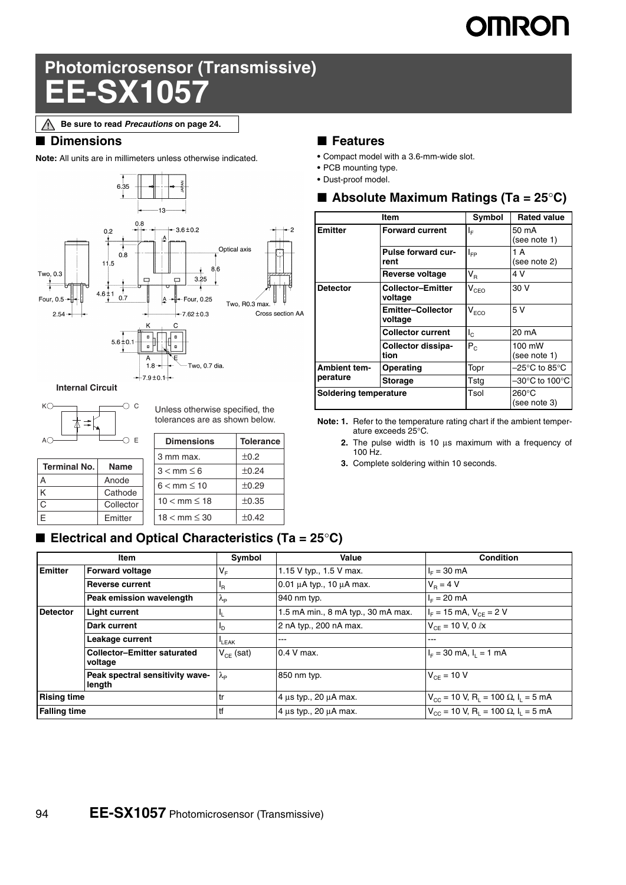# Photomicrosensor (Transmissive)
# EE-SX1057

⚠ Be sure to read *Precautions* on page 24.

## ■ Dimensions

**Note:** All units are in millimeters unless otherwise indicated.

**Internal Circuit**

| Terminal No. | Name |
|---|---|
| A | Anode |
| K | Cathode |
| C | Collector |
| E | Emitter |

Unless otherwise specified, the tolerances are as shown below.

| Dimensions | Tolerance |
|---|---|
| 3 mm max. | ±0.2 |
| 3 < mm ≤ 6 | ±0.24 |
| 6 < mm ≤ 10 | ±0.29 |
| 10 < mm ≤ 18 | ±0.35 |
| 18 < mm ≤ 30 | ±0.42 |

## ■ Features

- Compact model with a 3.6-mm-wide slot.
- PCB mounting type.
- Dust-proof model.

## ■ Absolute Maximum Ratings (Ta = 25°C)

| Item | | Symbol | Rated value |
|---|---|---|---|
| **Emitter** | **Forward current** | $I_F$ | 50 mA (see note 1) |
| | **Pulse forward current** | $I_{FP}$ | 1 A (see note 2) |
| | **Reverse voltage** | $V_R$ | 4 V |
| **Detector** | **Collector–Emitter voltage** | $V_{CEO}$ | 30 V |
| | **Emitter–Collector voltage** | $V_{ECO}$ | 5 V |
| | **Collector current** | $I_C$ | 20 mA |
| | **Collector dissipation** | $P_C$ | 100 mW (see note 1) |
| **Ambient temperature** | **Operating** | Topr | –25°C to 85°C |
| | **Storage** | Tstg | –30°C to 100°C |
| **Soldering temperature** | | Tsol | 260°C (see note 3) |

**Note:** **1.** Refer to the temperature rating chart if the ambient temperature exceeds 25°C.

**2.** The pulse width is 10 μs maximum with a frequency of 100 Hz.

**3.** Complete soldering within 10 seconds.

## ■ Electrical and Optical Characteristics (Ta = 25°C)

| Item | | Symbol | Value | Condition |
|---|---|---|---|---|
| **Emitter** | **Forward voltage** | $V_F$ | 1.15 V typ., 1.5 V max. | $I_F$ = 30 mA |
| | **Reverse current** | $I_R$ | 0.01 μA typ., 10 μA max. | $V_R$ = 4 V |
| | **Peak emission wavelength** | $\lambda_P$ | 940 nm typ. | $I_F$ = 20 mA |
| **Detector** | **Light current** | $I_L$ | 1.5 mA min., 8 mA typ., 30 mA max. | $I_F$ = 15 mA, $V_{CE}$ = 2 V |
| | **Dark current** | $I_D$ | 2 nA typ., 200 nA max. | $V_{CE}$ = 10 V, 0 ℓx |
| | **Leakage current** | $I_{LEAK}$ | --- | --- |
| | **Collector–Emitter saturated voltage** | $V_{CE}$ (sat) | 0.4 V max. | $I_F$ = 30 mA, $I_L$ = 1 mA |
| | **Peak spectral sensitivity wavelength** | $\lambda_P$ | 850 nm typ. | $V_{CE}$ = 10 V |
| **Rising time** | | tr | 4 μs typ., 20 μA max. | $V_{CC}$ = 10 V, $R_L$ = 100 Ω, $I_L$ = 5 mA |
| **Falling time** | | tf | 4 μs typ., 20 μA max. | $V_{CC}$ = 10 V, $R_L$ = 100 Ω, $I_L$ = 5 mA |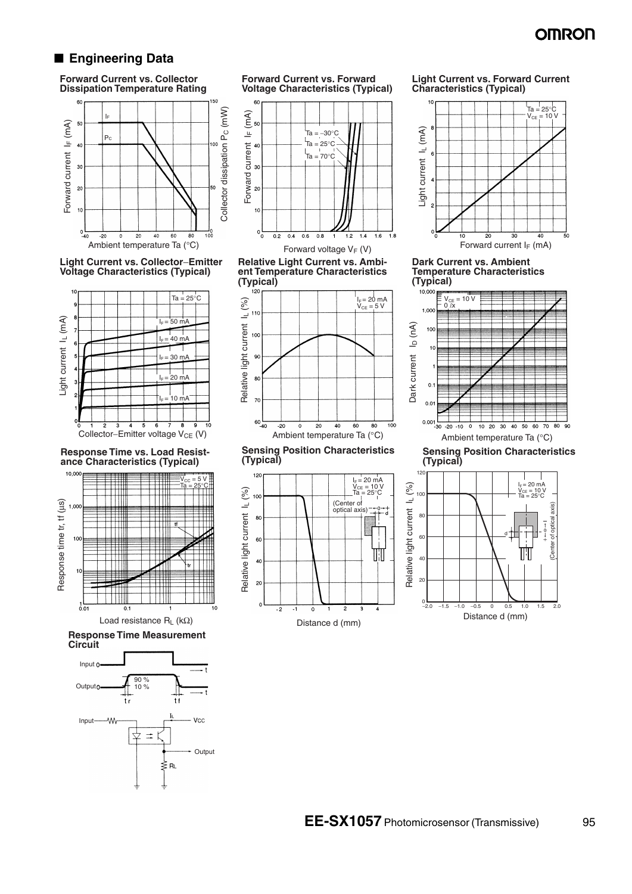## ■ Engineering Data

**Forward Current vs. Collector Dissipation Temperature Rating**

Forward current $I_F$ (mA)

Collector dissipation $P_C$ (mW)

$I_F$

$P_C$

Ambient temperature Ta (°C)

**Forward Current vs. Forward Voltage Characteristics (Typical)**

Forward current $I_F$ (mA)

Ta = −30°C

Ta = 25°C

Ta = 70°C

Forward voltage $V_F$ (V)

**Light Current vs. Forward Current Characteristics (Typical)**

Ta = 25°C
$V_{CE}$ = 10 V

Light current $I_L$ (mA)

Forward current $I_F$ (mA)

**Light Current vs. Collector−Emitter Voltage Characteristics (Typical)**

Ta = 25°C

$I_F$ = 50 mA

$I_F$ = 40 mA

$I_F$ = 30 mA

$I_F$ = 20 mA

$I_F$ = 10 mA

Light current $I_L$ (mA)

Collector−Emitter voltage $V_{CE}$ (V)

**Relative Light Current vs. Ambient Temperature Characteristics (Typical)**

$I_F$ = 20 mA
$V_{CE}$ = 5 V

Relative light current $I_L$ (%)

Ambient temperature Ta (°C)

**Dark Current vs. Ambient Temperature Characteristics (Typical)**

$V_{CE}$ = 10 V
0 ℓx

Dark current $I_D$ (nA)

Ambient temperature Ta (°C)

**Response Time vs. Load Resistance Characteristics (Typical)**

$V_{CC}$ = 5 V
Ta = 25°C

tf

tr

Response time tr, tf (μs)

Load resistance $R_L$ (kΩ)

**Sensing Position Characteristics (Typical)**

$I_F$ = 20 mA
$V_{CE}$ = 10 V
Ta = 25°C

(Center of optical axis)

d

Relative light current $I_L$ (%)

Distance d (mm)

**Sensing Position Characteristics (Typical)**

$I_F$ = 20 mA
$V_{CE}$ = 10 V
Ta = 25°C

d

(Center of optical axis)

Relative light current $I_L$ (%)

Distance d (mm)

**Response Time Measurement Circuit**

Input

Output

90 %
10 %

t

tr

tf

Input

$I_L$

Vcc

Output

$R_L$